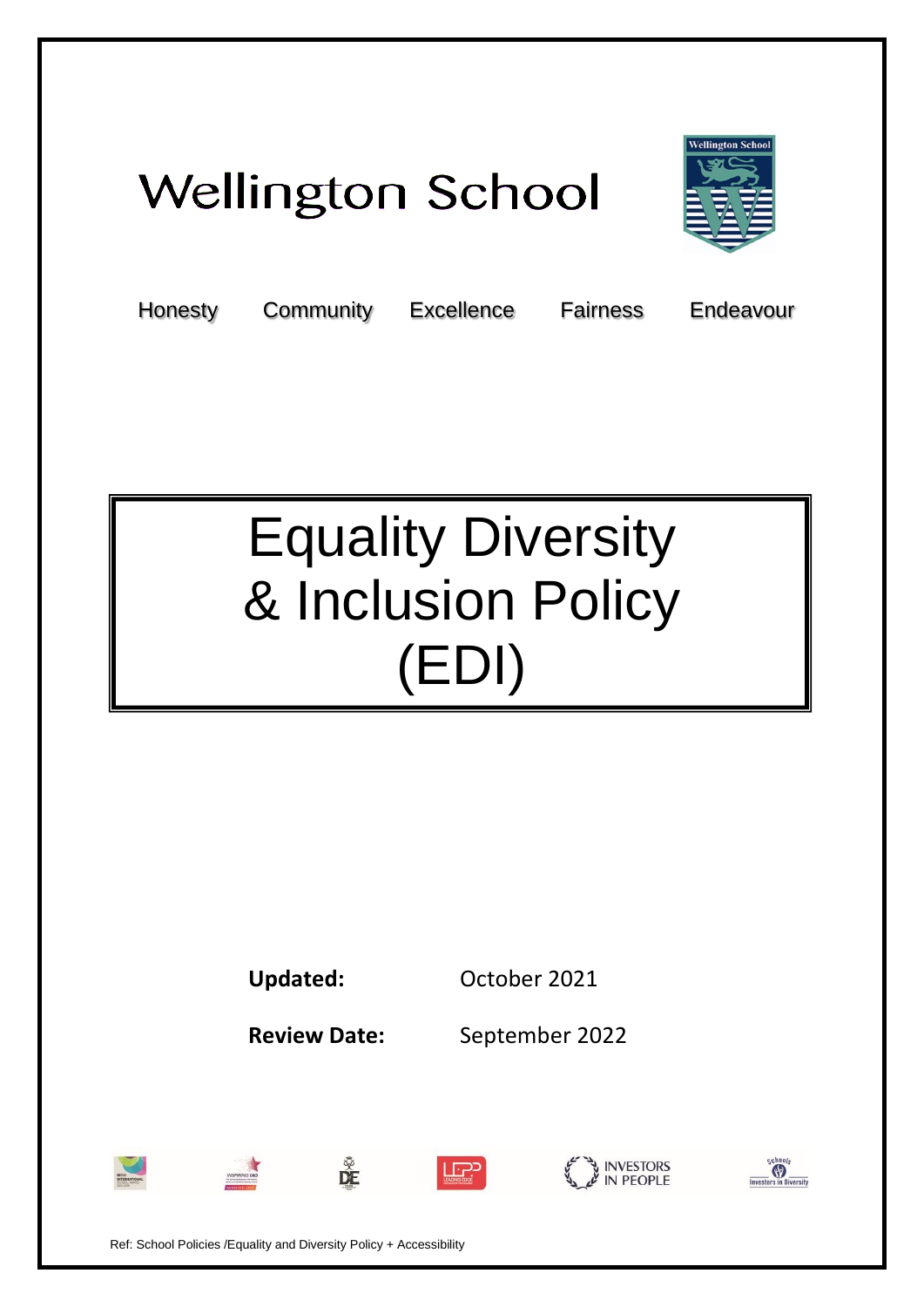# Wellington School

Honesty Community Excellence Fairness Endeavour

# Equality Diversity & Inclusion Policy (EDI)

**Updated:** October 2021

**Review Date:** September 2022

Ref: School Policies /Equality and Diversity Policy + Accessibility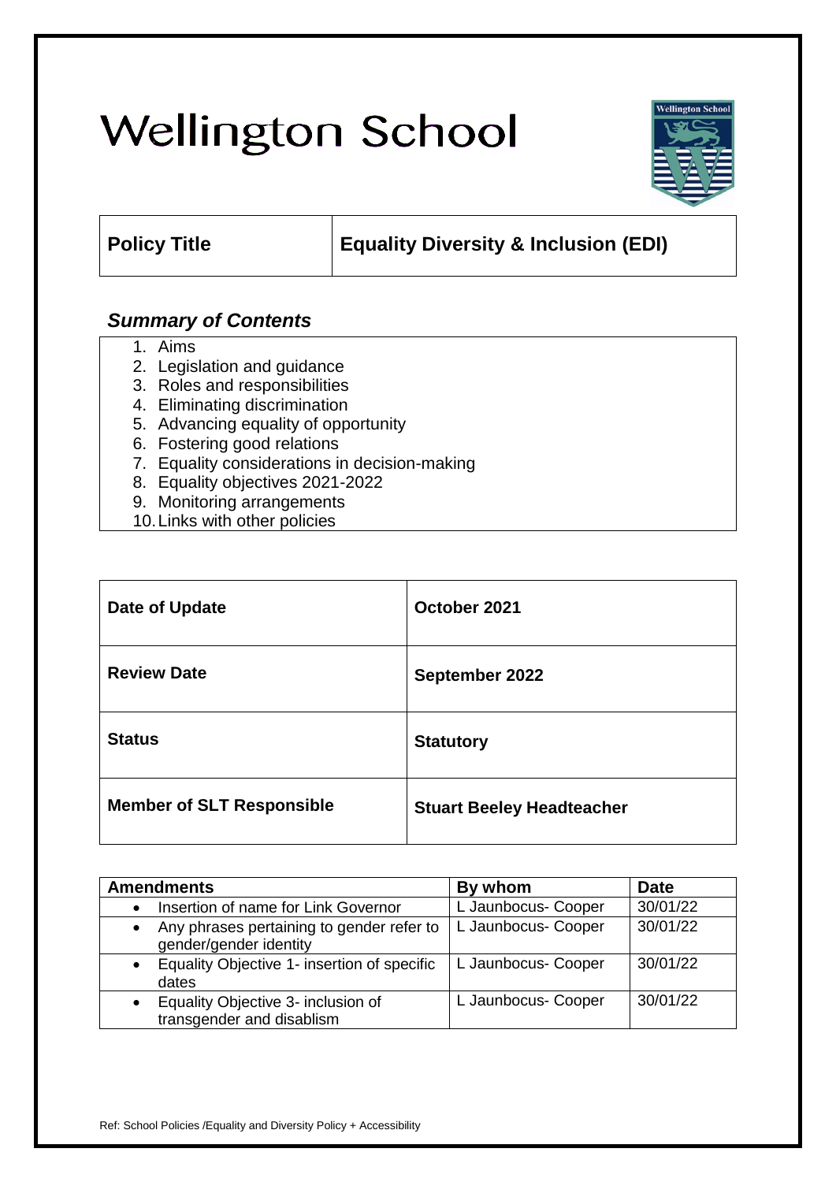# Wellington School

| Policy Title | Equality Diversity & Inclusion (EDI) |
|---|---|

## *Summary of Contents*

1. Aims
2. Legislation and guidance
3. Roles and responsibilities
4. Eliminating discrimination
5. Advancing equality of opportunity
6. Fostering good relations
7. Equality considerations in decision-making
8. Equality objectives 2021-2022
9. Monitoring arrangements
10. Links with other policies

| Date of Update | October 2021 |
|---|---|
| Review Date | September 2022 |
| Status | Statutory |
| Member of SLT Responsible | Stuart Beeley Headteacher |

| Amendments | By whom | Date |
|---|---|---|
| • Insertion of name for Link Governor | L Jaunbocus- Cooper | 30/01/22 |
| • Any phrases pertaining to gender refer to gender/gender identity | L Jaunbocus- Cooper | 30/01/22 |
| • Equality Objective 1- insertion of specific dates | L Jaunbocus- Cooper | 30/01/22 |
| • Equality Objective 3- inclusion of transgender and disablism | L Jaunbocus- Cooper | 30/01/22 |

Ref: School Policies /Equality and Diversity Policy + Accessibility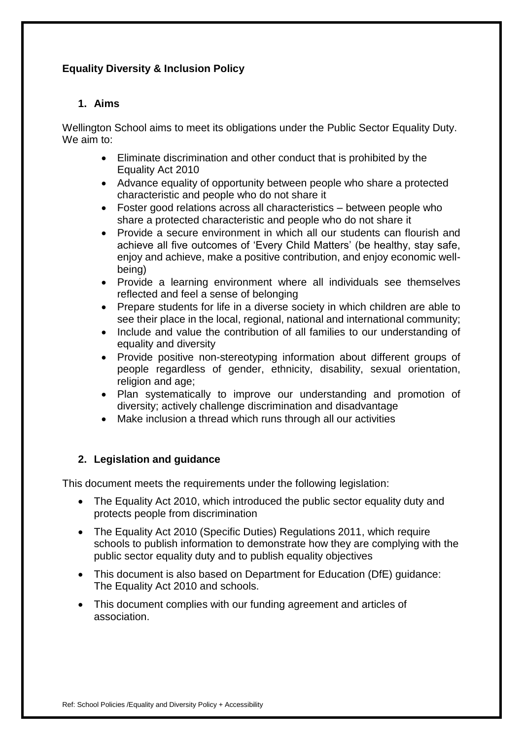**Equality Diversity & Inclusion Policy**

## 1. Aims

Wellington School aims to meet its obligations under the Public Sector Equality Duty. We aim to:

- Eliminate discrimination and other conduct that is prohibited by the Equality Act 2010
- Advance equality of opportunity between people who share a protected characteristic and people who do not share it
- Foster good relations across all characteristics – between people who share a protected characteristic and people who do not share it
- Provide a secure environment in which all our students can flourish and achieve all five outcomes of 'Every Child Matters' (be healthy, stay safe, enjoy and achieve, make a positive contribution, and enjoy economic well-being)
- Provide a learning environment where all individuals see themselves reflected and feel a sense of belonging
- Prepare students for life in a diverse society in which children are able to see their place in the local, regional, national and international community;
- Include and value the contribution of all families to our understanding of equality and diversity
- Provide positive non-stereotyping information about different groups of people regardless of gender, ethnicity, disability, sexual orientation, religion and age;
- Plan systematically to improve our understanding and promotion of diversity; actively challenge discrimination and disadvantage
- Make inclusion a thread which runs through all our activities

## 2. Legislation and guidance

This document meets the requirements under the following legislation:

- The Equality Act 2010, which introduced the public sector equality duty and protects people from discrimination
- The Equality Act 2010 (Specific Duties) Regulations 2011, which require schools to publish information to demonstrate how they are complying with the public sector equality duty and to publish equality objectives
- This document is also based on Department for Education (DfE) guidance: The Equality Act 2010 and schools.
- This document complies with our funding agreement and articles of association.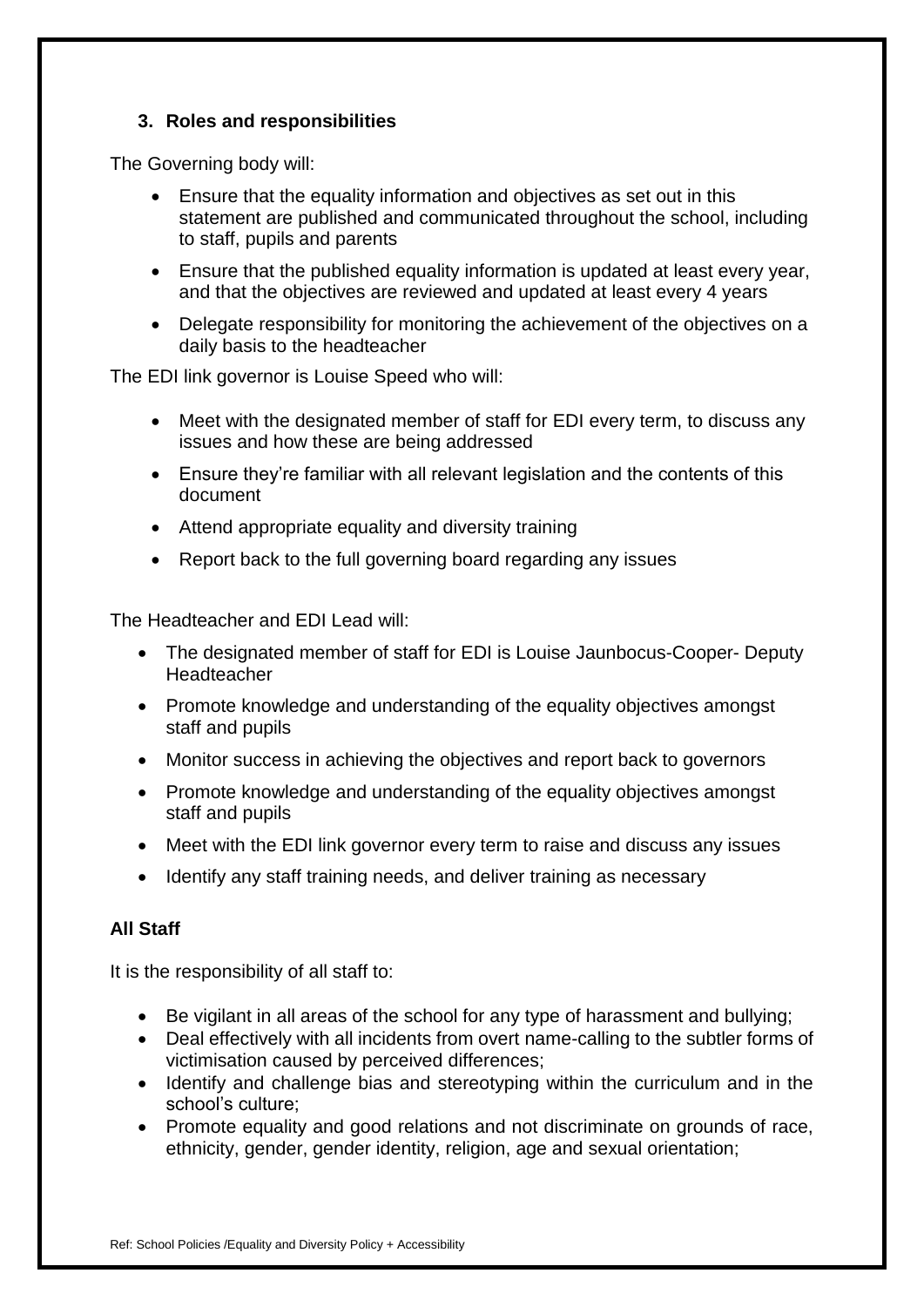## 3. Roles and responsibilities

The Governing body will:

- Ensure that the equality information and objectives as set out in this statement are published and communicated throughout the school, including to staff, pupils and parents
- Ensure that the published equality information is updated at least every year, and that the objectives are reviewed and updated at least every 4 years
- Delegate responsibility for monitoring the achievement of the objectives on a daily basis to the headteacher

The EDI link governor is Louise Speed who will:

- Meet with the designated member of staff for EDI every term, to discuss any issues and how these are being addressed
- Ensure they're familiar with all relevant legislation and the contents of this document
- Attend appropriate equality and diversity training
- Report back to the full governing board regarding any issues

The Headteacher and EDI Lead will:

- The designated member of staff for EDI is Louise Jaunbocus-Cooper- Deputy Headteacher
- Promote knowledge and understanding of the equality objectives amongst staff and pupils
- Monitor success in achieving the objectives and report back to governors
- Promote knowledge and understanding of the equality objectives amongst staff and pupils
- Meet with the EDI link governor every term to raise and discuss any issues
- Identify any staff training needs, and deliver training as necessary

### All Staff

It is the responsibility of all staff to:

- Be vigilant in all areas of the school for any type of harassment and bullying;
- Deal effectively with all incidents from overt name-calling to the subtler forms of victimisation caused by perceived differences;
- Identify and challenge bias and stereotyping within the curriculum and in the school's culture;
- Promote equality and good relations and not discriminate on grounds of race, ethnicity, gender, gender identity, religion, age and sexual orientation;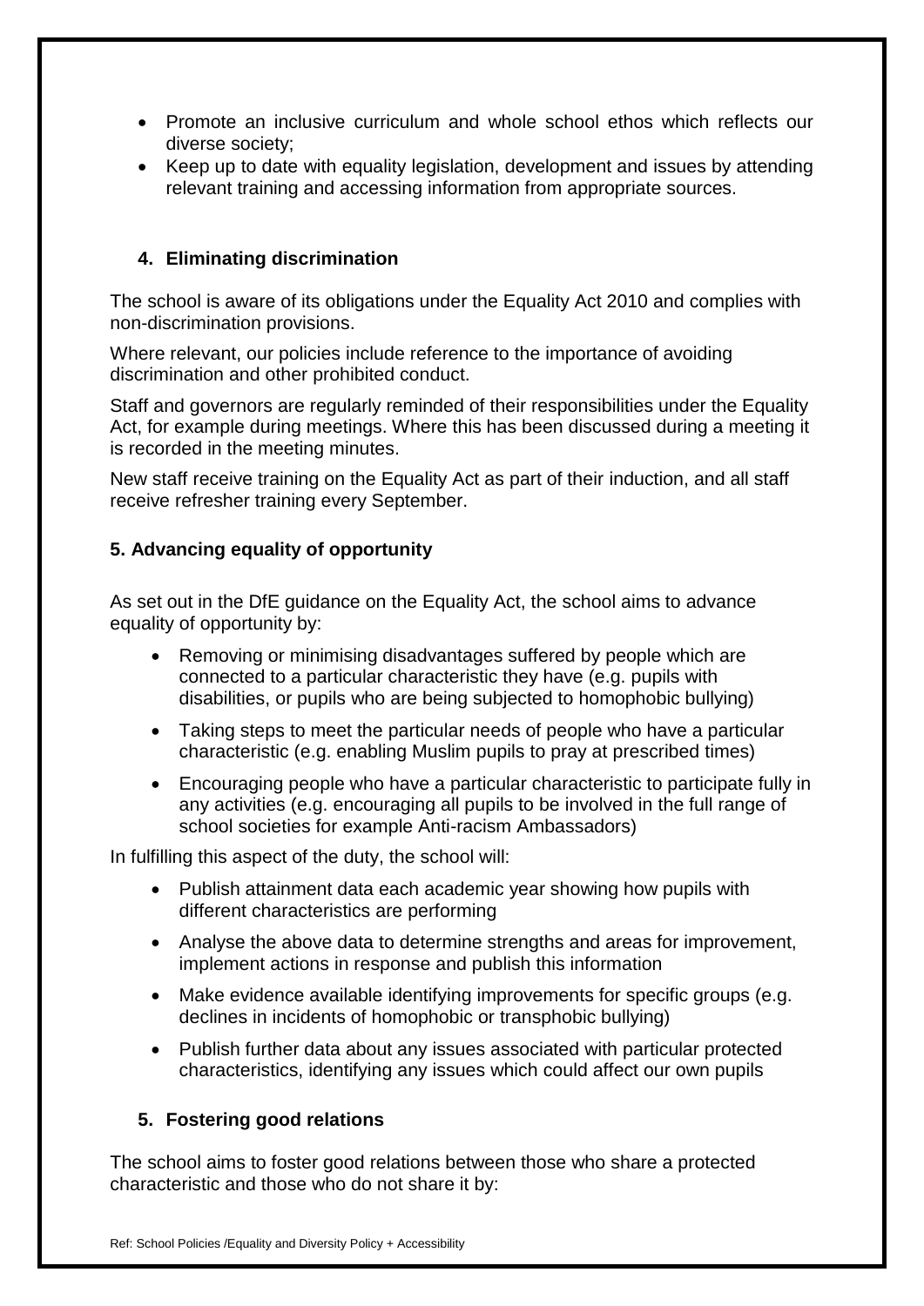- Promote an inclusive curriculum and whole school ethos which reflects our diverse society;
- Keep up to date with equality legislation, development and issues by attending relevant training and accessing information from appropriate sources.

## 4. Eliminating discrimination

The school is aware of its obligations under the Equality Act 2010 and complies with non-discrimination provisions.

Where relevant, our policies include reference to the importance of avoiding discrimination and other prohibited conduct.

Staff and governors are regularly reminded of their responsibilities under the Equality Act, for example during meetings. Where this has been discussed during a meeting it is recorded in the meeting minutes.

New staff receive training on the Equality Act as part of their induction, and all staff receive refresher training every September.

## 5. Advancing equality of opportunity

As set out in the DfE guidance on the Equality Act, the school aims to advance equality of opportunity by:

- Removing or minimising disadvantages suffered by people which are connected to a particular characteristic they have (e.g. pupils with disabilities, or pupils who are being subjected to homophobic bullying)
- Taking steps to meet the particular needs of people who have a particular characteristic (e.g. enabling Muslim pupils to pray at prescribed times)
- Encouraging people who have a particular characteristic to participate fully in any activities (e.g. encouraging all pupils to be involved in the full range of school societies for example Anti-racism Ambassadors)

In fulfilling this aspect of the duty, the school will:

- Publish attainment data each academic year showing how pupils with different characteristics are performing
- Analyse the above data to determine strengths and areas for improvement, implement actions in response and publish this information
- Make evidence available identifying improvements for specific groups (e.g. declines in incidents of homophobic or transphobic bullying)
- Publish further data about any issues associated with particular protected characteristics, identifying any issues which could affect our own pupils

## 5. Fostering good relations

The school aims to foster good relations between those who share a protected characteristic and those who do not share it by: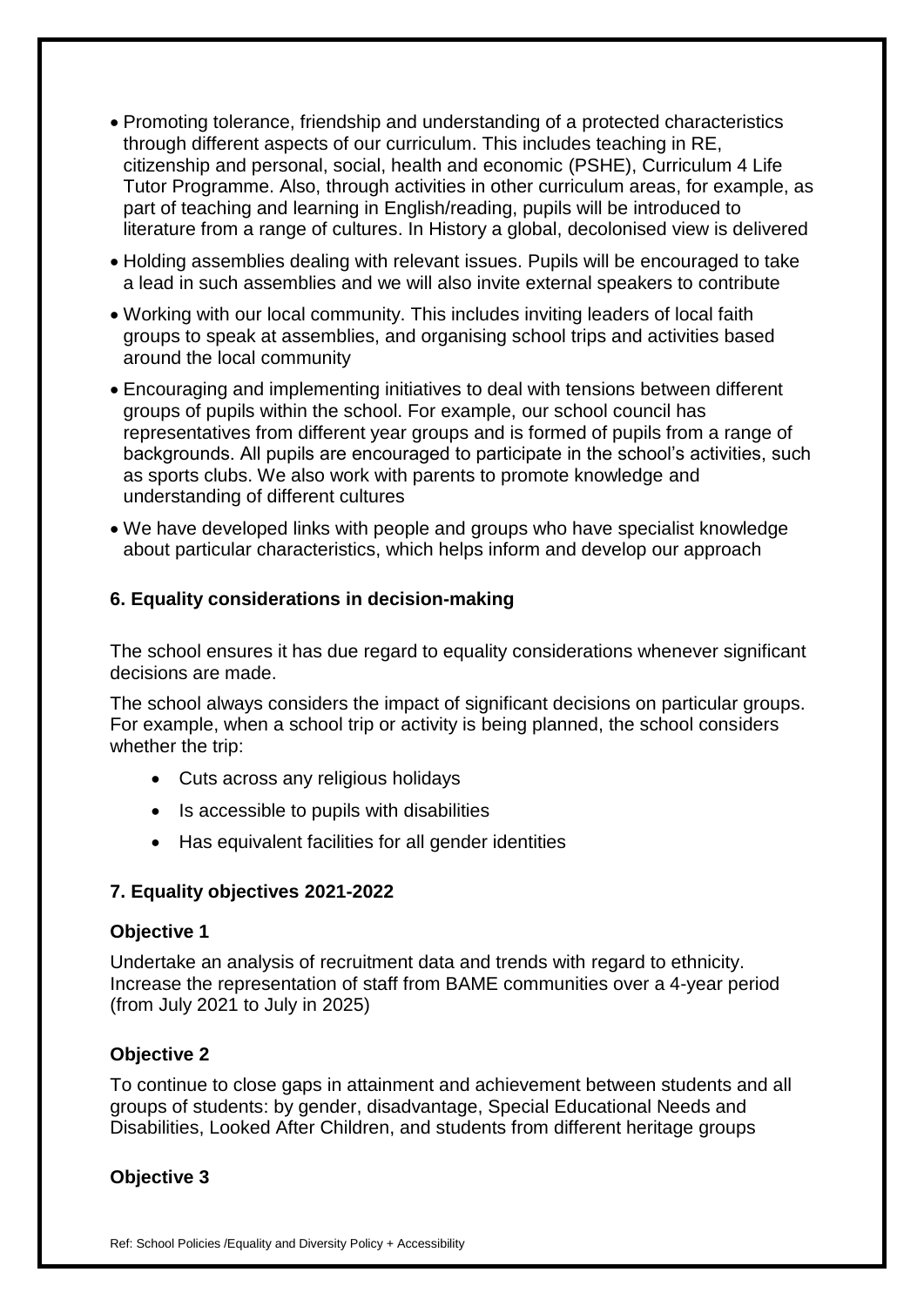- Promoting tolerance, friendship and understanding of a protected characteristics through different aspects of our curriculum. This includes teaching in RE, citizenship and personal, social, health and economic (PSHE), Curriculum 4 Life Tutor Programme. Also, through activities in other curriculum areas, for example, as part of teaching and learning in English/reading, pupils will be introduced to literature from a range of cultures. In History a global, decolonised view is delivered
- Holding assemblies dealing with relevant issues. Pupils will be encouraged to take a lead in such assemblies and we will also invite external speakers to contribute
- Working with our local community. This includes inviting leaders of local faith groups to speak at assemblies, and organising school trips and activities based around the local community
- Encouraging and implementing initiatives to deal with tensions between different groups of pupils within the school. For example, our school council has representatives from different year groups and is formed of pupils from a range of backgrounds. All pupils are encouraged to participate in the school's activities, such as sports clubs. We also work with parents to promote knowledge and understanding of different cultures
- We have developed links with people and groups who have specialist knowledge about particular characteristics, which helps inform and develop our approach

### 6. Equality considerations in decision-making

The school ensures it has due regard to equality considerations whenever significant decisions are made.

The school always considers the impact of significant decisions on particular groups. For example, when a school trip or activity is being planned, the school considers whether the trip:

- Cuts across any religious holidays
- Is accessible to pupils with disabilities
- Has equivalent facilities for all gender identities

### 7. Equality objectives 2021-2022

**Objective 1**

Undertake an analysis of recruitment data and trends with regard to ethnicity. Increase the representation of staff from BAME communities over a 4-year period (from July 2021 to July in 2025)

**Objective 2**

To continue to close gaps in attainment and achievement between students and all groups of students: by gender, disadvantage, Special Educational Needs and Disabilities, Looked After Children, and students from different heritage groups

**Objective 3**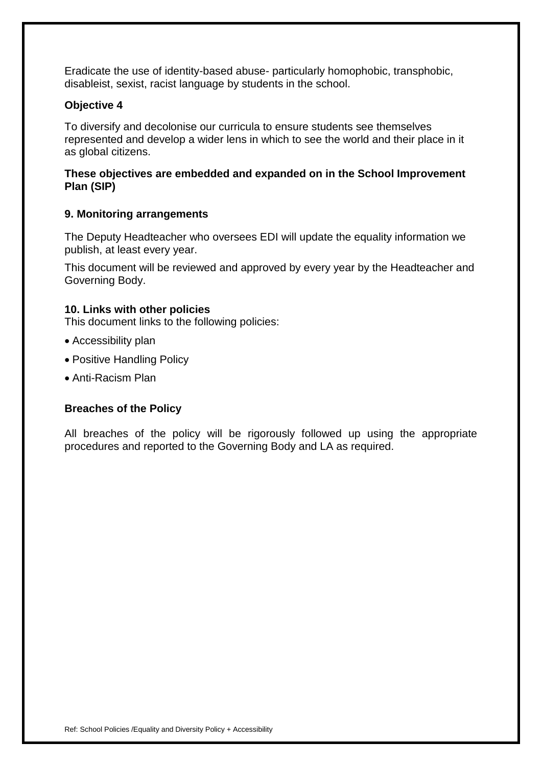Eradicate the use of identity-based abuse- particularly homophobic, transphobic, disableist, sexist, racist language by students in the school.

**Objective 4**

To diversify and decolonise our curricula to ensure students see themselves represented and develop a wider lens in which to see the world and their place in it as global citizens.

**These objectives are embedded and expanded on in the School Improvement Plan (SIP)**

## 9. Monitoring arrangements

The Deputy Headteacher who oversees EDI will update the equality information we publish, at least every year.

This document will be reviewed and approved by every year by the Headteacher and Governing Body.

## 10. Links with other policies

This document links to the following policies:

- Accessibility plan
- Positive Handling Policy
- Anti-Racism Plan

## Breaches of the Policy

All breaches of the policy will be rigorously followed up using the appropriate procedures and reported to the Governing Body and LA as required.